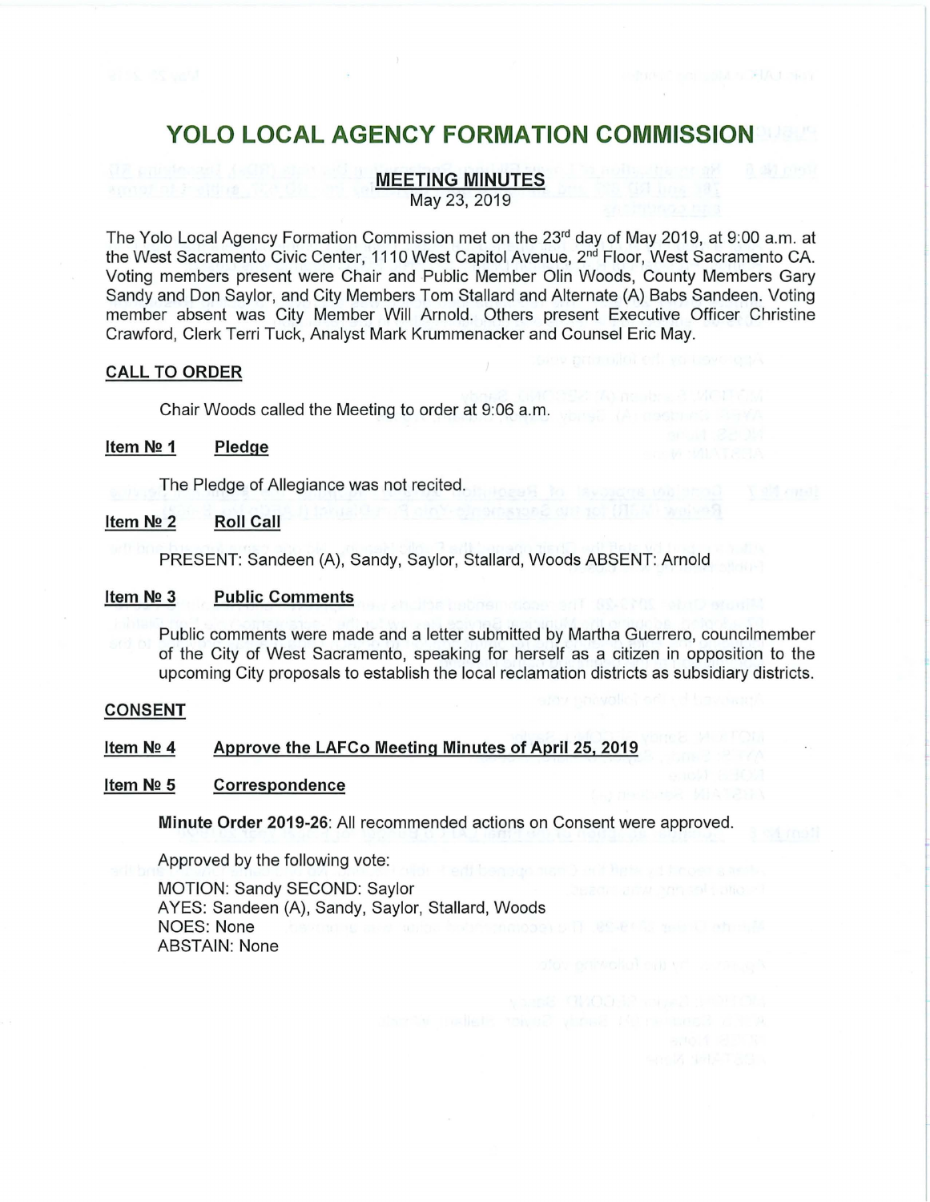# YOLO LOCAL AGENCY FORMATION COMMISSION

## MEETING MINUTES

May 23, 2019

The Yolo Local Agency Formation Commission met on the 23rd day of May 2019, at 9:00 a.m. at the West Sacramento Civic Center, 1110 West Capitol Avenue, 2nd Floor, West Sacramento CA. Voting members present were Chair and Public Member Olin Woods, County Members Gary Sandy and Don Saylor, and City Members Tom Stallard and Alternate (A) Babs Sandeen. Voting member absent was City Member Will Arnold. Others present Executive Officer Christine Crawford, Clerk Terri Tuck, Analyst Mark Krummenacker and Counsel Eric May.

### CALL TO ORDER

Chair Woods called the Meeting to order at 9:06 a.m.

### Item № 1 Pledge

The Pledge of Allegiance was not recited.

### Item № 2 Roll Call

PRESENT: Sandeen (A), Sandy, Saylor, Stallard, Woods ABSENT: Arnold

### Item № 3 Public Comments

Public comments were made and a letter submitted by Martha Guerrero, councilmember of the City of West Sacramento, speaking for herself as a citizen in opposition to the upcoming City proposals to establish the local reclamation districts as subsidiary districts.

### CONSENT

### Item № 4 Approve the LAFCo Meeting Minutes of April 25, 2019

### Item № 5 Correspondence

**Minute Order 2019-26**: All recommended actions on Consent were approved.

Approved by the following vote:

MOTION: Sandy SECOND: Saylor
AYES: Sandeen (A), Sandy, Saylor, Stallard, Woods
NOES: None
ABSTAIN: None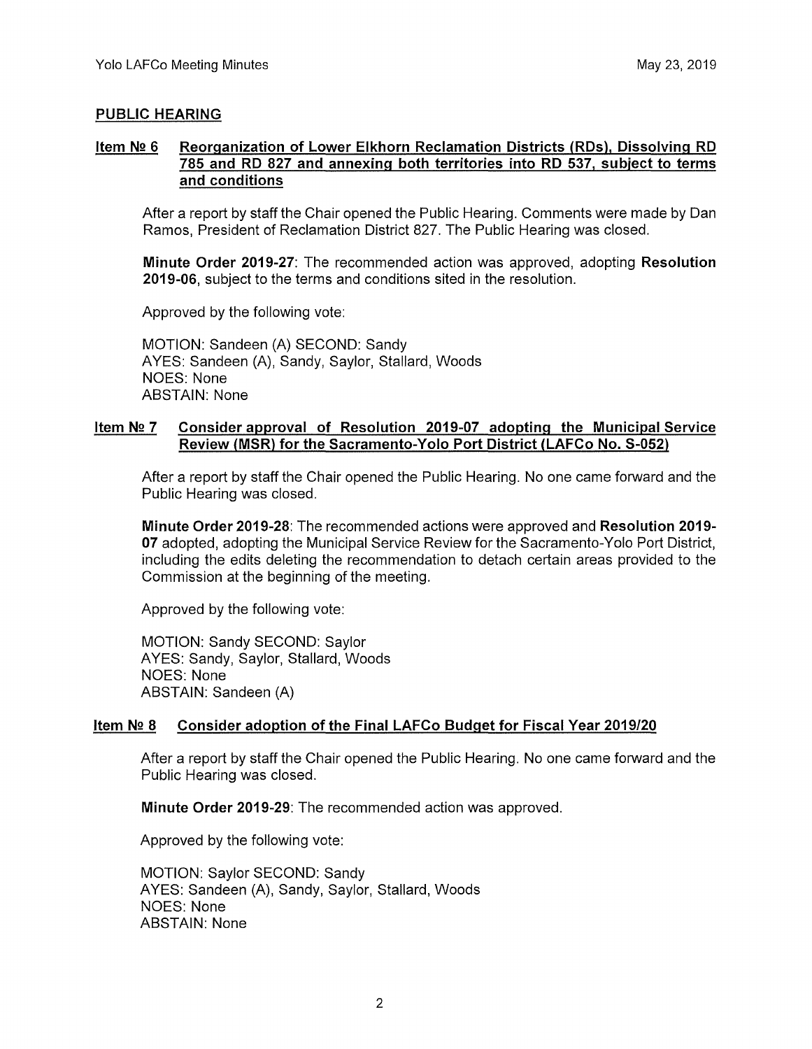## PUBLIC HEARING

### Item № 6 Reorganization of Lower Elkhorn Reclamation Districts (RDs), Dissolving RD 785 and RD 827 and annexing both territories into RD 537, subject to terms and conditions

After a report by staff the Chair opened the Public Hearing. Comments were made by Dan Ramos, President of Reclamation District 827. The Public Hearing was closed.

**Minute Order 2019-27**: The recommended action was approved, adopting **Resolution 2019-06**, subject to the terms and conditions sited in the resolution.

Approved by the following vote:

MOTION: Sandeen (A) SECOND: Sandy
AYES: Sandeen (A), Sandy, Saylor, Stallard, Woods
NOES: None
ABSTAIN: None

### Item № 7 Consider approval of Resolution 2019-07 adopting the Municipal Service Review (MSR) for the Sacramento-Yolo Port District (LAFCo No. S-052)

After a report by staff the Chair opened the Public Hearing. No one came forward and the Public Hearing was closed.

**Minute Order 2019-28**: The recommended actions were approved and **Resolution 2019-07** adopted, adopting the Municipal Service Review for the Sacramento-Yolo Port District, including the edits deleting the recommendation to detach certain areas provided to the Commission at the beginning of the meeting.

Approved by the following vote:

MOTION: Sandy SECOND: Saylor
AYES: Sandy, Saylor, Stallard, Woods
NOES: None
ABSTAIN: Sandeen (A)

### Item № 8 Consider adoption of the Final LAFCo Budget for Fiscal Year 2019/20

After a report by staff the Chair opened the Public Hearing. No one came forward and the Public Hearing was closed.

**Minute Order 2019-29**: The recommended action was approved.

Approved by the following vote:

MOTION: Saylor SECOND: Sandy
AYES: Sandeen (A), Sandy, Saylor, Stallard, Woods
NOES: None
ABSTAIN: None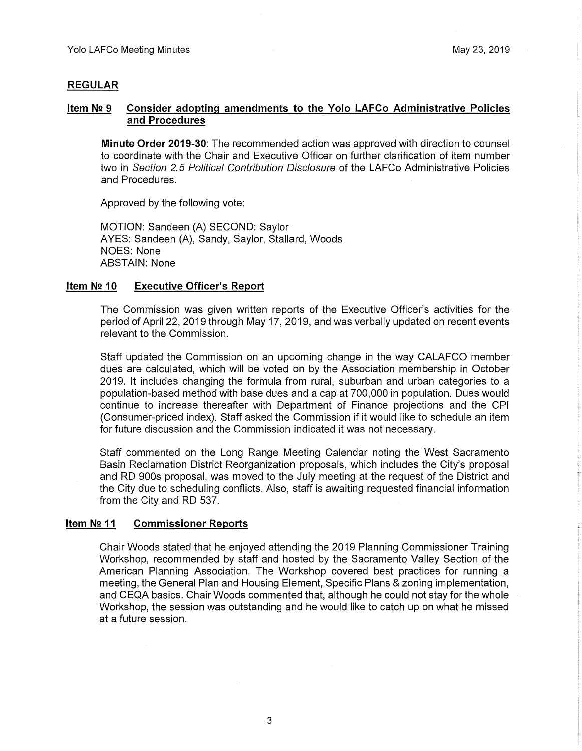## REGULAR

### Item № 9 Consider adopting amendments to the Yolo LAFCo Administrative Policies and Procedures

**Minute Order 2019-30**: The recommended action was approved with direction to counsel to coordinate with the Chair and Executive Officer on further clarification of item number two in *Section 2.5 Political Contribution Disclosure* of the LAFCo Administrative Policies and Procedures.

Approved by the following vote:

MOTION: Sandeen (A) SECOND: Saylor
AYES: Sandeen (A), Sandy, Saylor, Stallard, Woods
NOES: None
ABSTAIN: None

### Item № 10 Executive Officer's Report

The Commission was given written reports of the Executive Officer's activities for the period of April 22, 2019 through May 17, 2019, and was verbally updated on recent events relevant to the Commission.

Staff updated the Commission on an upcoming change in the way CALAFCO member dues are calculated, which will be voted on by the Association membership in October 2019. It includes changing the formula from rural, suburban and urban categories to a population-based method with base dues and a cap at 700,000 in population. Dues would continue to increase thereafter with Department of Finance projections and the CPI (Consumer-priced index). Staff asked the Commission if it would like to schedule an item for future discussion and the Commission indicated it was not necessary.

Staff commented on the Long Range Meeting Calendar noting the West Sacramento Basin Reclamation District Reorganization proposals, which includes the City's proposal and RD 900s proposal, was moved to the July meeting at the request of the District and the City due to scheduling conflicts. Also, staff is awaiting requested financial information from the City and RD 537.

### Item № 11 Commissioner Reports

Chair Woods stated that he enjoyed attending the 2019 Planning Commissioner Training Workshop, recommended by staff and hosted by the Sacramento Valley Section of the American Planning Association. The Workshop covered best practices for running a meeting, the General Plan and Housing Element, Specific Plans & zoning implementation, and CEQA basics. Chair Woods commented that, although he could not stay for the whole Workshop, the session was outstanding and he would like to catch up on what he missed at a future session.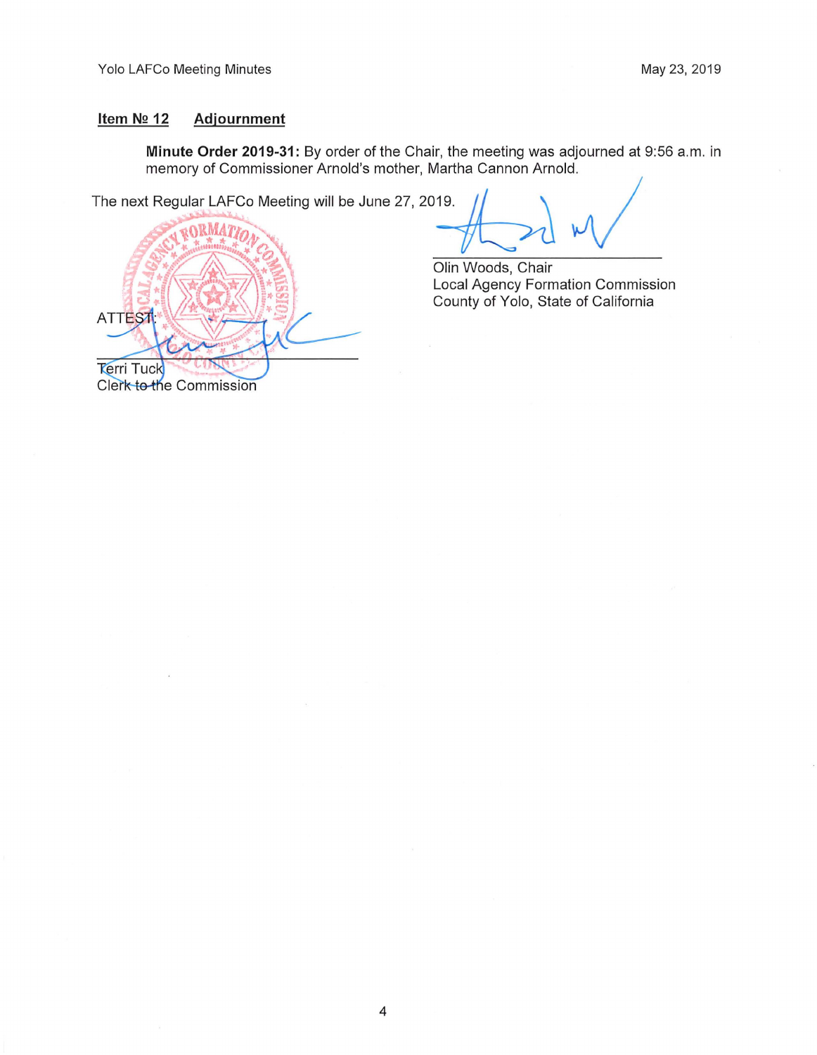### Item № 12 Adjournment

**Minute Order 2019-31:** By order of the Chair, the meeting was adjourned at 9:56 a.m. in memory of Commissioner Arnold's mother, Martha Cannon Arnold.

The next Regular LAFCo Meeting will be June 27, 2019.

Olin Woods, Chair
Local Agency Formation Commission
County of Yolo, State of California

ATTEST:

Terri Tuck
Clerk to the Commission